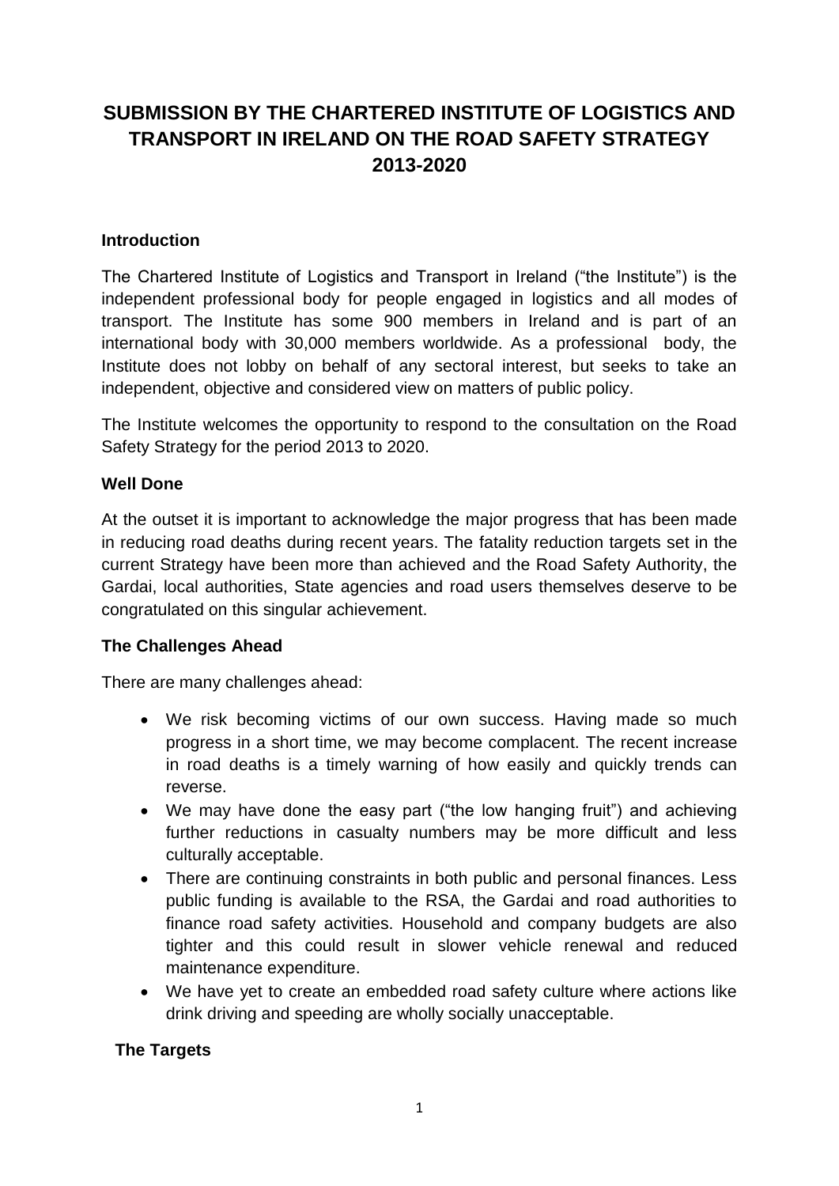# SUBMISSION BY THE CHARTERED INSTITUTE OF LOGISTICS AND TRANSPORT IN IRELAND ON THE ROAD SAFETY STRATEGY 2013-2020

## Introduction

The Chartered Institute of Logistics and Transport in Ireland ("the Institute") is the independent professional body for people engaged in logistics and all modes of transport. The Institute has some 900 members in Ireland and is part of an international body with 30,000 members worldwide. As a professional body, the Institute does not lobby on behalf of any sectoral interest, but seeks to take an independent, objective and considered view on matters of public policy.

The Institute welcomes the opportunity to respond to the consultation on the Road Safety Strategy for the period 2013 to 2020.

## Well Done

At the outset it is important to acknowledge the major progress that has been made in reducing road deaths during recent years. The fatality reduction targets set in the current Strategy have been more than achieved and the Road Safety Authority, the Gardai, local authorities, State agencies and road users themselves deserve to be congratulated on this singular achievement.

## The Challenges Ahead

There are many challenges ahead:

- We risk becoming victims of our own success. Having made so much progress in a short time, we may become complacent. The recent increase in road deaths is a timely warning of how easily and quickly trends can reverse.
- We may have done the easy part ("the low hanging fruit") and achieving further reductions in casualty numbers may be more difficult and less culturally acceptable.
- There are continuing constraints in both public and personal finances. Less public funding is available to the RSA, the Gardai and road authorities to finance road safety activities. Household and company budgets are also tighter and this could result in slower vehicle renewal and reduced maintenance expenditure.
- We have yet to create an embedded road safety culture where actions like drink driving and speeding are wholly socially unacceptable.

## The Targets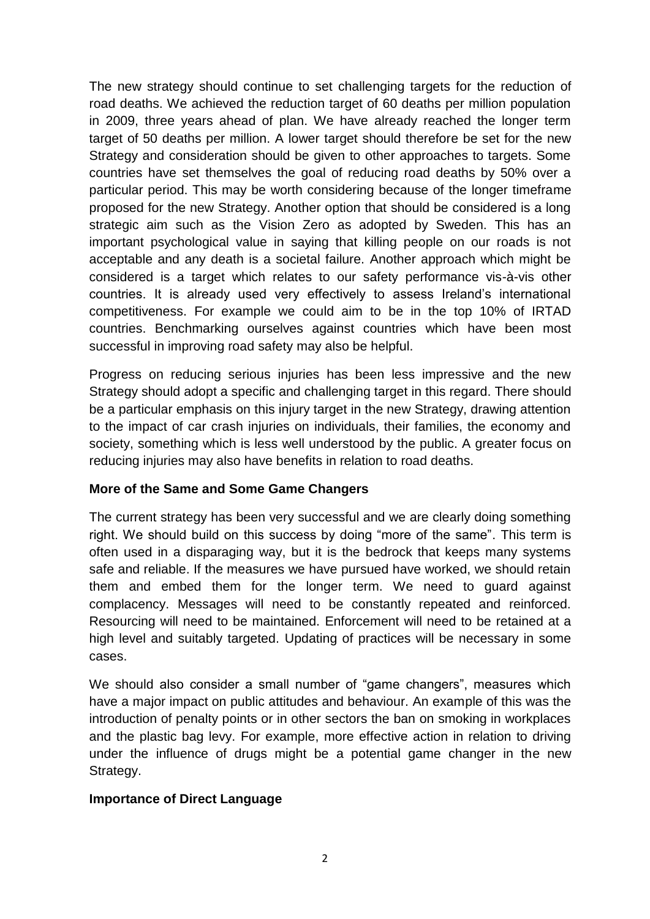The new strategy should continue to set challenging targets for the reduction of road deaths. We achieved the reduction target of 60 deaths per million population in 2009, three years ahead of plan. We have already reached the longer term target of 50 deaths per million. A lower target should therefore be set for the new Strategy and consideration should be given to other approaches to targets. Some countries have set themselves the goal of reducing road deaths by 50% over a particular period. This may be worth considering because of the longer timeframe proposed for the new Strategy. Another option that should be considered is a long strategic aim such as the Vision Zero as adopted by Sweden. This has an important psychological value in saying that killing people on our roads is not acceptable and any death is a societal failure. Another approach which might be considered is a target which relates to our safety performance vis-à-vis other countries. It is already used very effectively to assess Ireland's international competitiveness. For example we could aim to be in the top 10% of IRTAD countries. Benchmarking ourselves against countries which have been most successful in improving road safety may also be helpful.

Progress on reducing serious injuries has been less impressive and the new Strategy should adopt a specific and challenging target in this regard. There should be a particular emphasis on this injury target in the new Strategy, drawing attention to the impact of car crash injuries on individuals, their families, the economy and society, something which is less well understood by the public. A greater focus on reducing injuries may also have benefits in relation to road deaths.

**More of the Same and Some Game Changers**

The current strategy has been very successful and we are clearly doing something right. We should build on this success by doing "more of the same". This term is often used in a disparaging way, but it is the bedrock that keeps many systems safe and reliable. If the measures we have pursued have worked, we should retain them and embed them for the longer term. We need to guard against complacency. Messages will need to be constantly repeated and reinforced. Resourcing will need to be maintained. Enforcement will need to be retained at a high level and suitably targeted. Updating of practices will be necessary in some cases.

We should also consider a small number of "game changers", measures which have a major impact on public attitudes and behaviour. An example of this was the introduction of penalty points or in other sectors the ban on smoking in workplaces and the plastic bag levy. For example, more effective action in relation to driving under the influence of drugs might be a potential game changer in the new Strategy.

**Importance of Direct Language**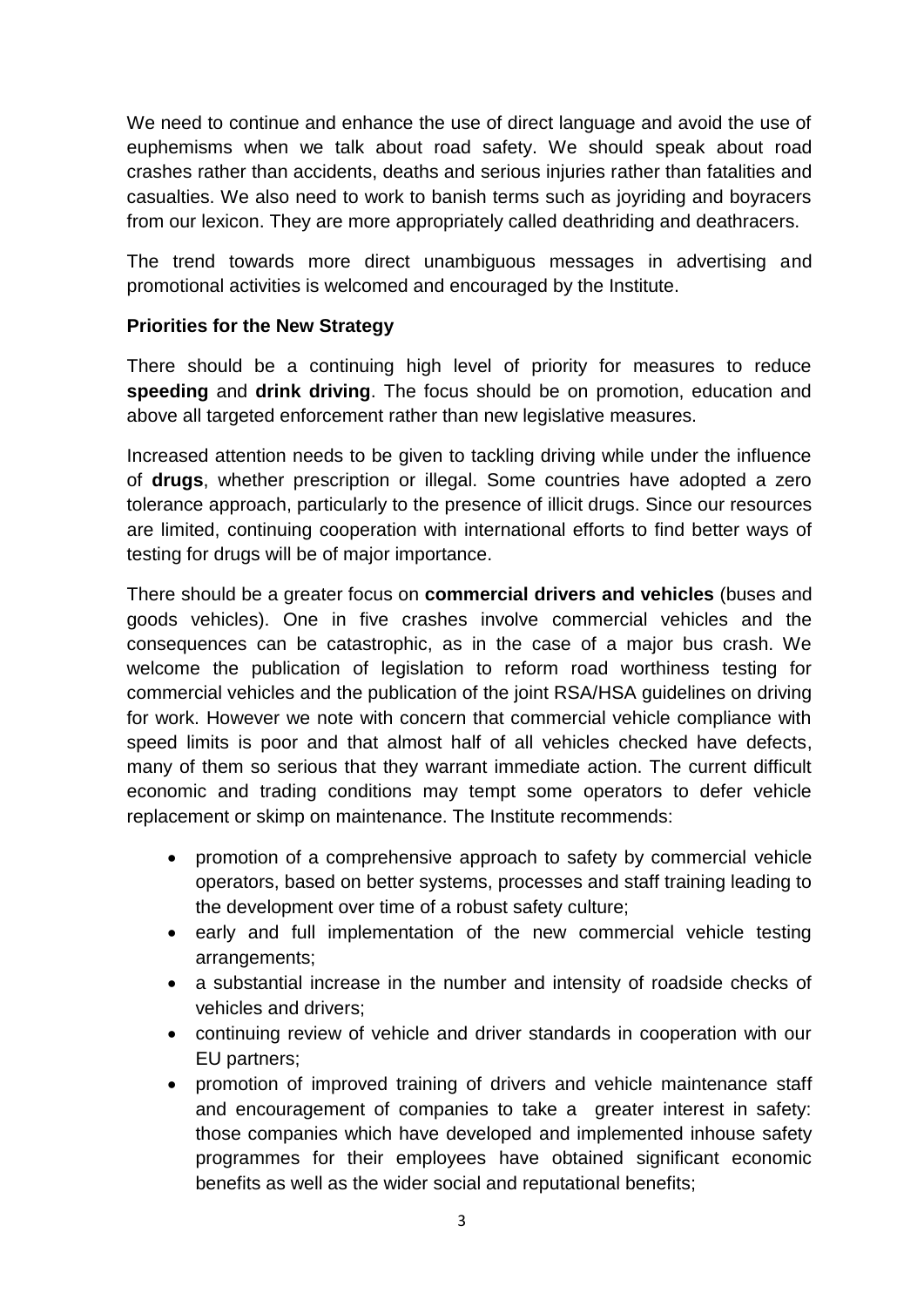We need to continue and enhance the use of direct language and avoid the use of euphemisms when we talk about road safety. We should speak about road crashes rather than accidents, deaths and serious injuries rather than fatalities and casualties. We also need to work to banish terms such as joyriding and boyracers from our lexicon. They are more appropriately called deathriding and deathracers.

The trend towards more direct unambiguous messages in advertising and promotional activities is welcomed and encouraged by the Institute.

**Priorities for the New Strategy**

There should be a continuing high level of priority for measures to reduce **speeding** and **drink driving**. The focus should be on promotion, education and above all targeted enforcement rather than new legislative measures.

Increased attention needs to be given to tackling driving while under the influence of **drugs**, whether prescription or illegal. Some countries have adopted a zero tolerance approach, particularly to the presence of illicit drugs. Since our resources are limited, continuing cooperation with international efforts to find better ways of testing for drugs will be of major importance.

There should be a greater focus on **commercial drivers and vehicles** (buses and goods vehicles). One in five crashes involve commercial vehicles and the consequences can be catastrophic, as in the case of a major bus crash. We welcome the publication of legislation to reform road worthiness testing for commercial vehicles and the publication of the joint RSA/HSA guidelines on driving for work. However we note with concern that commercial vehicle compliance with speed limits is poor and that almost half of all vehicles checked have defects, many of them so serious that they warrant immediate action. The current difficult economic and trading conditions may tempt some operators to defer vehicle replacement or skimp on maintenance. The Institute recommends:

- promotion of a comprehensive approach to safety by commercial vehicle operators, based on better systems, processes and staff training leading to the development over time of a robust safety culture;
- early and full implementation of the new commercial vehicle testing arrangements;
- a substantial increase in the number and intensity of roadside checks of vehicles and drivers;
- continuing review of vehicle and driver standards in cooperation with our EU partners;
- promotion of improved training of drivers and vehicle maintenance staff and encouragement of companies to take a greater interest in safety: those companies which have developed and implemented inhouse safety programmes for their employees have obtained significant economic benefits as well as the wider social and reputational benefits;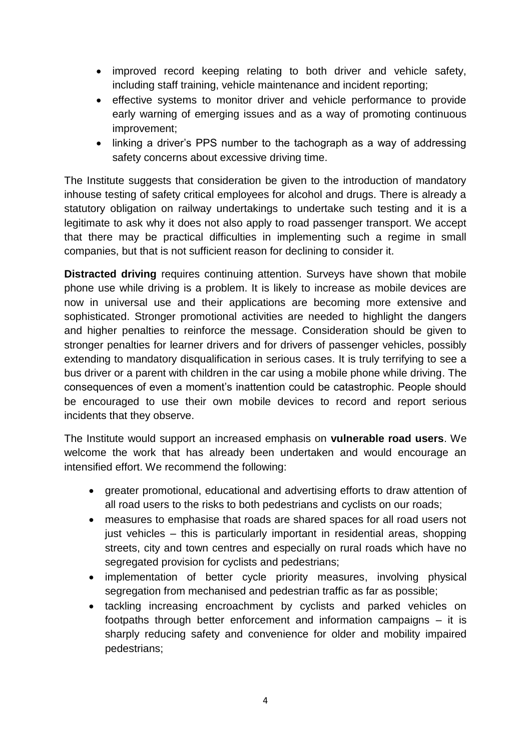- improved record keeping relating to both driver and vehicle safety, including staff training, vehicle maintenance and incident reporting;
- effective systems to monitor driver and vehicle performance to provide early warning of emerging issues and as a way of promoting continuous improvement;
- linking a driver's PPS number to the tachograph as a way of addressing safety concerns about excessive driving time.

The Institute suggests that consideration be given to the introduction of mandatory inhouse testing of safety critical employees for alcohol and drugs. There is already a statutory obligation on railway undertakings to undertake such testing and it is a legitimate to ask why it does not also apply to road passenger transport. We accept that there may be practical difficulties in implementing such a regime in small companies, but that is not sufficient reason for declining to consider it.

**Distracted driving** requires continuing attention. Surveys have shown that mobile phone use while driving is a problem. It is likely to increase as mobile devices are now in universal use and their applications are becoming more extensive and sophisticated. Stronger promotional activities are needed to highlight the dangers and higher penalties to reinforce the message. Consideration should be given to stronger penalties for learner drivers and for drivers of passenger vehicles, possibly extending to mandatory disqualification in serious cases. It is truly terrifying to see a bus driver or a parent with children in the car using a mobile phone while driving. The consequences of even a moment's inattention could be catastrophic. People should be encouraged to use their own mobile devices to record and report serious incidents that they observe.

The Institute would support an increased emphasis on **vulnerable road users**. We welcome the work that has already been undertaken and would encourage an intensified effort. We recommend the following:

- greater promotional, educational and advertising efforts to draw attention of all road users to the risks to both pedestrians and cyclists on our roads;
- measures to emphasise that roads are shared spaces for all road users not just vehicles – this is particularly important in residential areas, shopping streets, city and town centres and especially on rural roads which have no segregated provision for cyclists and pedestrians;
- implementation of better cycle priority measures, involving physical segregation from mechanised and pedestrian traffic as far as possible;
- tackling increasing encroachment by cyclists and parked vehicles on footpaths through better enforcement and information campaigns – it is sharply reducing safety and convenience for older and mobility impaired pedestrians;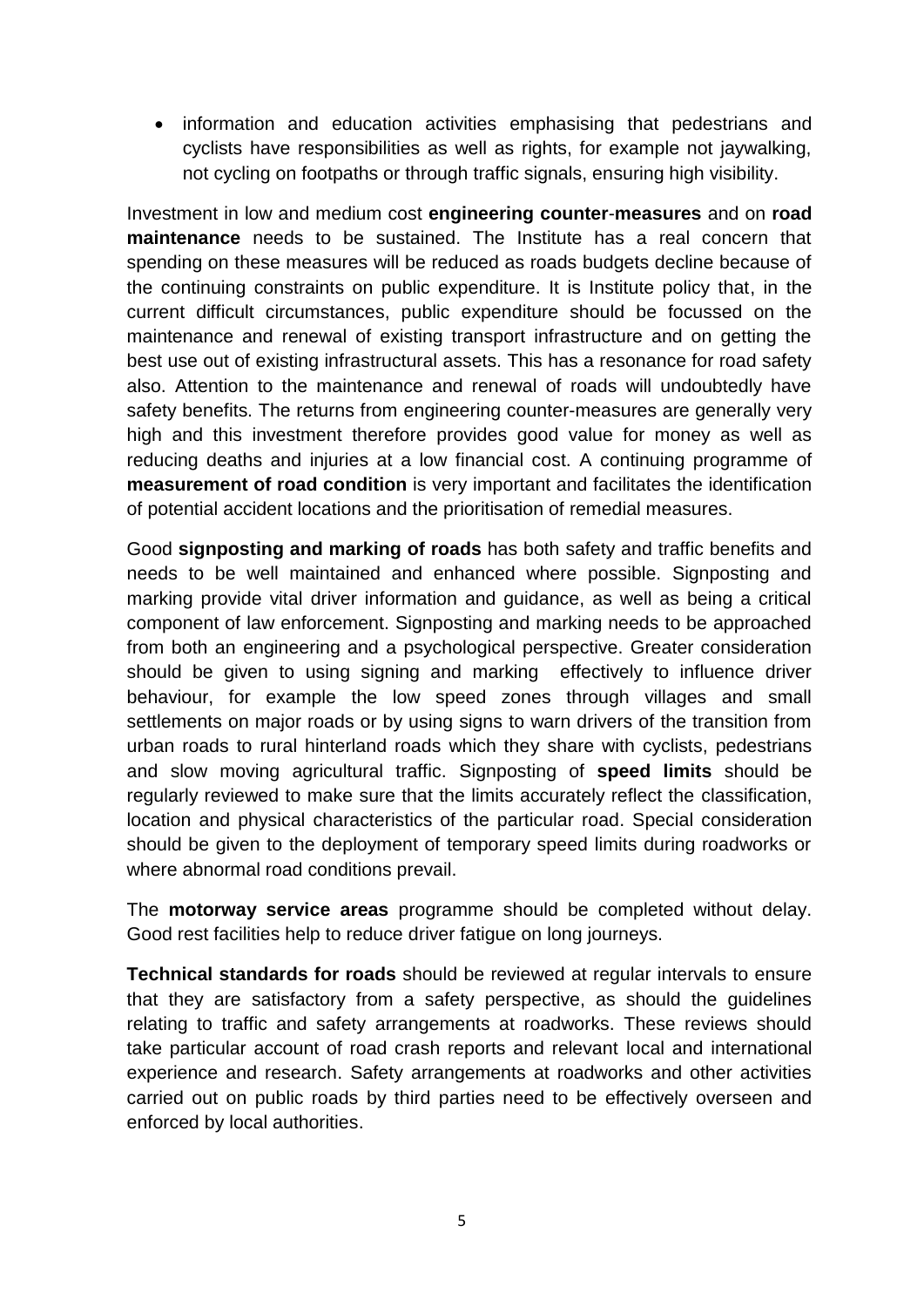- information and education activities emphasising that pedestrians and cyclists have responsibilities as well as rights, for example not jaywalking, not cycling on footpaths or through traffic signals, ensuring high visibility.

Investment in low and medium cost **engineering counter-measures** and on **road maintenance** needs to be sustained. The Institute has a real concern that spending on these measures will be reduced as roads budgets decline because of the continuing constraints on public expenditure. It is Institute policy that, in the current difficult circumstances, public expenditure should be focussed on the maintenance and renewal of existing transport infrastructure and on getting the best use out of existing infrastructural assets. This has a resonance for road safety also. Attention to the maintenance and renewal of roads will undoubtedly have safety benefits. The returns from engineering counter-measures are generally very high and this investment therefore provides good value for money as well as reducing deaths and injuries at a low financial cost. A continuing programme of **measurement of road condition** is very important and facilitates the identification of potential accident locations and the prioritisation of remedial measures.

Good **signposting and marking of roads** has both safety and traffic benefits and needs to be well maintained and enhanced where possible. Signposting and marking provide vital driver information and guidance, as well as being a critical component of law enforcement. Signposting and marking needs to be approached from both an engineering and a psychological perspective. Greater consideration should be given to using signing and marking effectively to influence driver behaviour, for example the low speed zones through villages and small settlements on major roads or by using signs to warn drivers of the transition from urban roads to rural hinterland roads which they share with cyclists, pedestrians and slow moving agricultural traffic. Signposting of **speed limits** should be regularly reviewed to make sure that the limits accurately reflect the classification, location and physical characteristics of the particular road. Special consideration should be given to the deployment of temporary speed limits during roadworks or where abnormal road conditions prevail.

The **motorway service areas** programme should be completed without delay. Good rest facilities help to reduce driver fatigue on long journeys.

**Technical standards for roads** should be reviewed at regular intervals to ensure that they are satisfactory from a safety perspective, as should the guidelines relating to traffic and safety arrangements at roadworks. These reviews should take particular account of road crash reports and relevant local and international experience and research. Safety arrangements at roadworks and other activities carried out on public roads by third parties need to be effectively overseen and enforced by local authorities.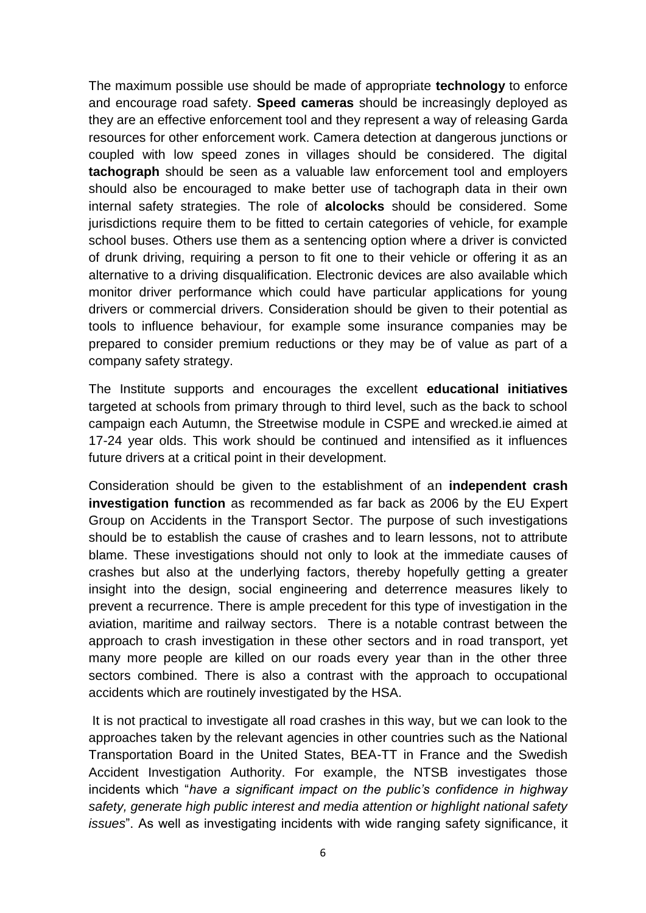The maximum possible use should be made of appropriate **technology** to enforce and encourage road safety. **Speed cameras** should be increasingly deployed as they are an effective enforcement tool and they represent a way of releasing Garda resources for other enforcement work. Camera detection at dangerous junctions or coupled with low speed zones in villages should be considered. The digital **tachograph** should be seen as a valuable law enforcement tool and employers should also be encouraged to make better use of tachograph data in their own internal safety strategies. The role of **alcolocks** should be considered. Some jurisdictions require them to be fitted to certain categories of vehicle, for example school buses. Others use them as a sentencing option where a driver is convicted of drunk driving, requiring a person to fit one to their vehicle or offering it as an alternative to a driving disqualification. Electronic devices are also available which monitor driver performance which could have particular applications for young drivers or commercial drivers. Consideration should be given to their potential as tools to influence behaviour, for example some insurance companies may be prepared to consider premium reductions or they may be of value as part of a company safety strategy.

The Institute supports and encourages the excellent **educational initiatives** targeted at schools from primary through to third level, such as the back to school campaign each Autumn, the Streetwise module in CSPE and wrecked.ie aimed at 17-24 year olds. This work should be continued and intensified as it influences future drivers at a critical point in their development.

Consideration should be given to the establishment of an **independent crash investigation function** as recommended as far back as 2006 by the EU Expert Group on Accidents in the Transport Sector. The purpose of such investigations should be to establish the cause of crashes and to learn lessons, not to attribute blame. These investigations should not only to look at the immediate causes of crashes but also at the underlying factors, thereby hopefully getting a greater insight into the design, social engineering and deterrence measures likely to prevent a recurrence. There is ample precedent for this type of investigation in the aviation, maritime and railway sectors. There is a notable contrast between the approach to crash investigation in these other sectors and in road transport, yet many more people are killed on our roads every year than in the other three sectors combined. There is also a contrast with the approach to occupational accidents which are routinely investigated by the HSA.

It is not practical to investigate all road crashes in this way, but we can look to the approaches taken by the relevant agencies in other countries such as the National Transportation Board in the United States, BEA-TT in France and the Swedish Accident Investigation Authority. For example, the NTSB investigates those incidents which "*have a significant impact on the public's confidence in highway safety, generate high public interest and media attention or highlight national safety issues*". As well as investigating incidents with wide ranging safety significance, it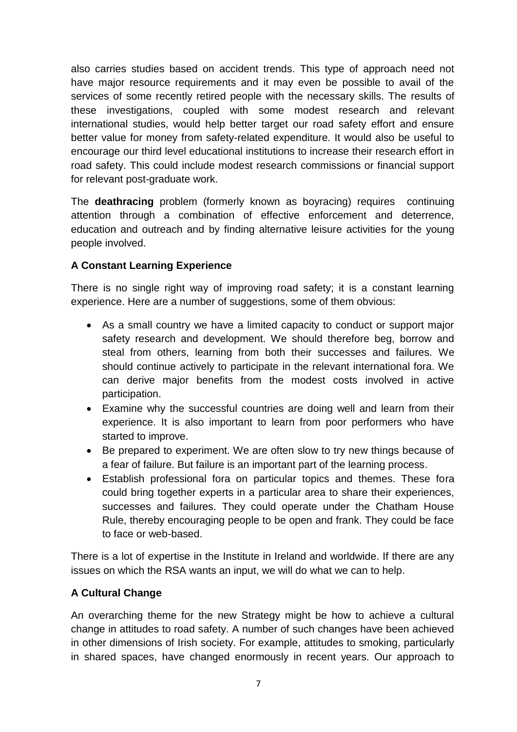also carries studies based on accident trends. This type of approach need not have major resource requirements and it may even be possible to avail of the services of some recently retired people with the necessary skills. The results of these investigations, coupled with some modest research and relevant international studies, would help better target our road safety effort and ensure better value for money from safety-related expenditure. It would also be useful to encourage our third level educational institutions to increase their research effort in road safety. This could include modest research commissions or financial support for relevant post-graduate work.

The **deathracing** problem (formerly known as boyracing) requires continuing attention through a combination of effective enforcement and deterrence, education and outreach and by finding alternative leisure activities for the young people involved.

**A Constant Learning Experience**

There is no single right way of improving road safety; it is a constant learning experience. Here are a number of suggestions, some of them obvious:

- As a small country we have a limited capacity to conduct or support major safety research and development. We should therefore beg, borrow and steal from others, learning from both their successes and failures. We should continue actively to participate in the relevant international fora. We can derive major benefits from the modest costs involved in active participation.
- Examine why the successful countries are doing well and learn from their experience. It is also important to learn from poor performers who have started to improve.
- Be prepared to experiment. We are often slow to try new things because of a fear of failure. But failure is an important part of the learning process.
- Establish professional fora on particular topics and themes. These fora could bring together experts in a particular area to share their experiences, successes and failures. They could operate under the Chatham House Rule, thereby encouraging people to be open and frank. They could be face to face or web-based.

There is a lot of expertise in the Institute in Ireland and worldwide. If there are any issues on which the RSA wants an input, we will do what we can to help.

**A Cultural Change**

An overarching theme for the new Strategy might be how to achieve a cultural change in attitudes to road safety. A number of such changes have been achieved in other dimensions of Irish society. For example, attitudes to smoking, particularly in shared spaces, have changed enormously in recent years. Our approach to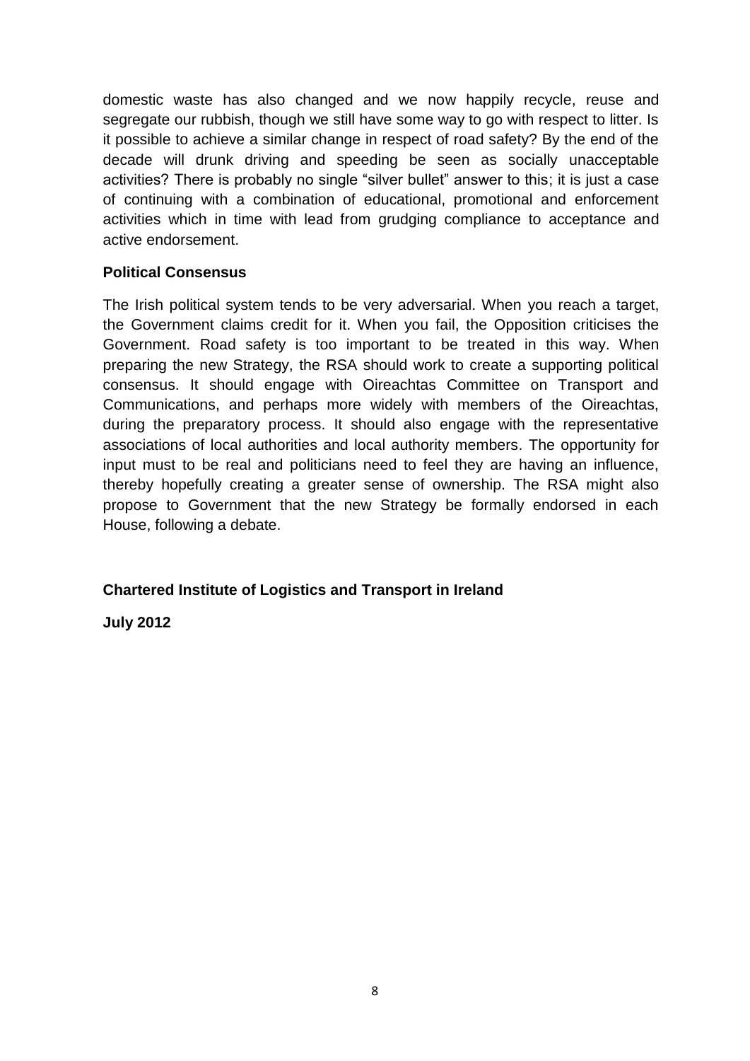domestic waste has also changed and we now happily recycle, reuse and segregate our rubbish, though we still have some way to go with respect to litter. Is it possible to achieve a similar change in respect of road safety? By the end of the decade will drunk driving and speeding be seen as socially unacceptable activities? There is probably no single "silver bullet" answer to this; it is just a case of continuing with a combination of educational, promotional and enforcement activities which in time with lead from grudging compliance to acceptance and active endorsement.

**Political Consensus**

The Irish political system tends to be very adversarial. When you reach a target, the Government claims credit for it. When you fail, the Opposition criticises the Government. Road safety is too important to be treated in this way. When preparing the new Strategy, the RSA should work to create a supporting political consensus. It should engage with Oireachtas Committee on Transport and Communications, and perhaps more widely with members of the Oireachtas, during the preparatory process. It should also engage with the representative associations of local authorities and local authority members. The opportunity for input must to be real and politicians need to feel they are having an influence, thereby hopefully creating a greater sense of ownership. The RSA might also propose to Government that the new Strategy be formally endorsed in each House, following a debate.

**Chartered Institute of Logistics and Transport in Ireland**

**July 2012**